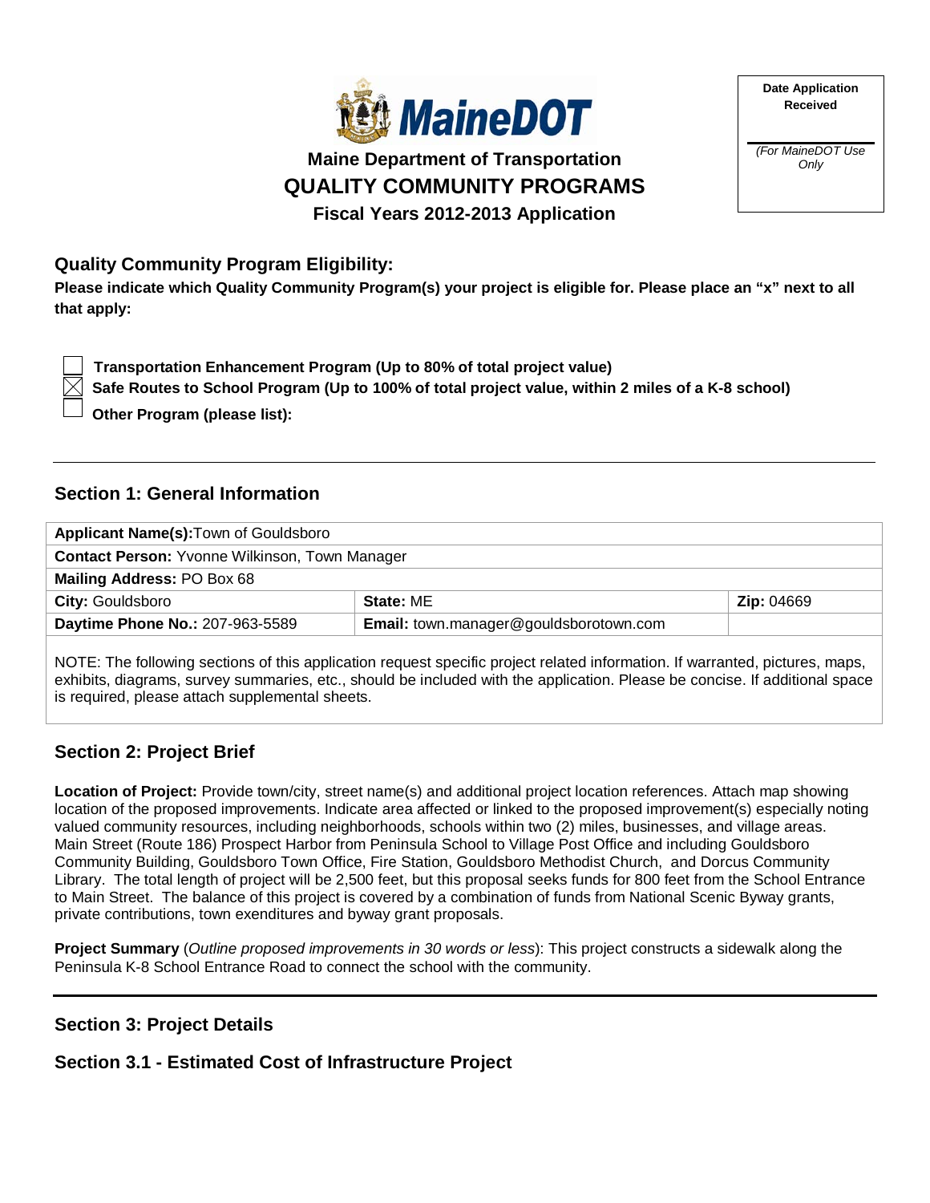# Maine Department of Transportation
# QUALITY COMMUNITY PROGRAMS
### Fiscal Years 2012-2013 Application

| Date Application Received |
|---|
| *(For MaineDOT Use Only)* |

## Quality Community Program Eligibility:

**Please indicate which Quality Community Program(s) your project is eligible for. Please place an "x" next to all that apply:**

- [ ] **Transportation Enhancement Program (Up to 80% of total project value)**
- [x] **Safe Routes to School Program (Up to 100% of total project value, within 2 miles of a K-8 school)**
- [ ] **Other Program (please list):**

---

## Section 1: General Information

| **Applicant Name(s):** Town of Gouldsboro | | |
|---|---|---|
| **Contact Person:** Yvonne Wilkinson, Town Manager | | |
| **Mailing Address:** PO Box 68 | | |
| **City:** Gouldsboro | **State:** ME | **Zip:** 04669 |
| **Daytime Phone No.:** 207-963-5589 | **Email:** town.manager@gouldsborotown.com | |

NOTE: The following sections of this application request specific project related information. If warranted, pictures, maps, exhibits, diagrams, survey summaries, etc., should be included with the application. Please be concise. If additional space is required, please attach supplemental sheets.

## Section 2: Project Brief

**Location of Project:** Provide town/city, street name(s) and additional project location references. Attach map showing location of the proposed improvements. Indicate area affected or linked to the proposed improvement(s) especially noting valued community resources, including neighborhoods, schools within two (2) miles, businesses, and village areas.
Main Street (Route 186) Prospect Harbor from Peninsula School to Village Post Office and including Gouldsboro Community Building, Gouldsboro Town Office, Fire Station, Gouldsboro Methodist Church, and Dorcus Community Library. The total length of project will be 2,500 feet, but this proposal seeks funds for 800 feet from the School Entrance to Main Street. The balance of this project is covered by a combination of funds from National Scenic Byway grants, private contributions, town exenditures and byway grant proposals.

**Project Summary** (*Outline proposed improvements in 30 words or less*): This project constructs a sidewalk along the Peninsula K-8 School Entrance Road to connect the school with the community.

---

## Section 3: Project Details

## Section 3.1 - Estimated Cost of Infrastructure Project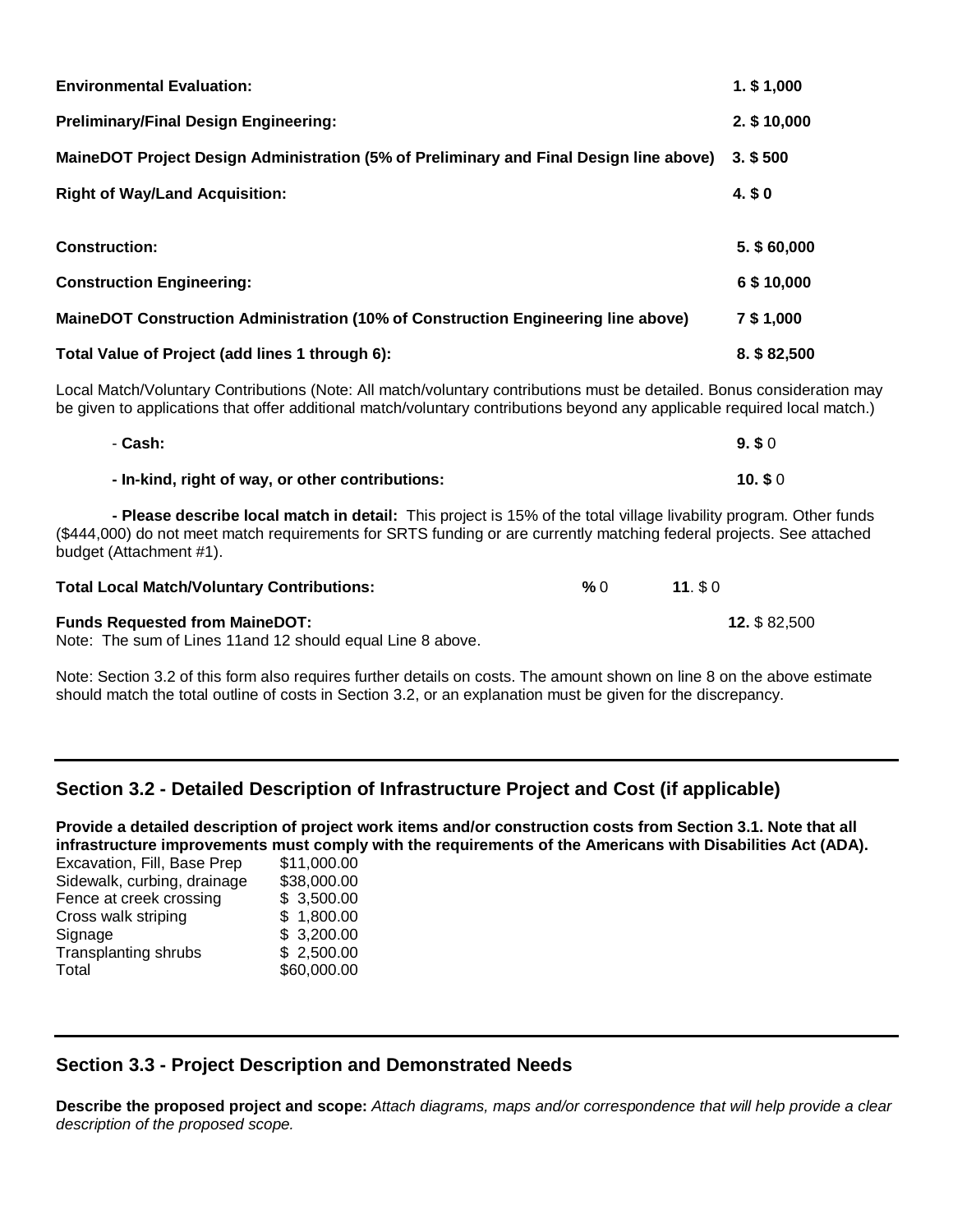| | |
|---|---|
| **Environmental Evaluation:** | **1. $ 1,000** |
| **Preliminary/Final Design Engineering:** | **2. $ 10,000** |
| **MaineDOT Project Design Administration (5% of Preliminary and Final Design line above)** | **3. $ 500** |
| **Right of Way/Land Acquisition:** | **4. $ 0** |
| **Construction:** | **5. $ 60,000** |
| **Construction Engineering:** | **6 $ 10,000** |
| **MaineDOT Construction Administration (10% of Construction Engineering line above)** | **7 $ 1,000** |
| **Total Value of Project (add lines 1 through 6):** | **8. $ 82,500** |

Local Match/Voluntary Contributions (Note: All match/voluntary contributions must be detailed. Bonus consideration may be given to applications that offer additional match/voluntary contributions beyond any applicable required local match.)

| | |
|---|---|
| - **Cash:** | **9. $** 0 |
| **- In-kind, right of way, or other contributions:** | **10. $** 0 |

**- Please describe local match in detail:** This project is 15% of the total village livability program. Other funds ($444,000) do not meet match requirements for SRTS funding or are currently matching federal projects. See attached budget (Attachment #1).

**Total Local Match/Voluntary Contributions:** **%** 0 **11**. $ 0

**Funds Requested from MaineDOT:** **12.** $ 82,500

Note: The sum of Lines 11and 12 should equal Line 8 above.

Note: Section 3.2 of this form also requires further details on costs. The amount shown on line 8 on the above estimate should match the total outline of costs in Section 3.2, or an explanation must be given for the discrepancy.

## Section 3.2 - Detailed Description of Infrastructure Project and Cost (if applicable)

**Provide a detailed description of project work items and/or construction costs from Section 3.1. Note that all infrastructure improvements must comply with the requirements of the Americans with Disabilities Act (ADA).**

| | |
|---|---|
| Excavation, Fill, Base Prep | $11,000.00 |
| Sidewalk, curbing, drainage | $38,000.00 |
| Fence at creek crossing | $ 3,500.00 |
| Cross walk striping | $ 1,800.00 |
| Signage | $ 3,200.00 |
| Transplanting shrubs | $ 2,500.00 |
| Total | $60,000.00 |

## Section 3.3 - Project Description and Demonstrated Needs

**Describe the proposed project and scope:** *Attach diagrams, maps and/or correspondence that will help provide a clear description of the proposed scope.*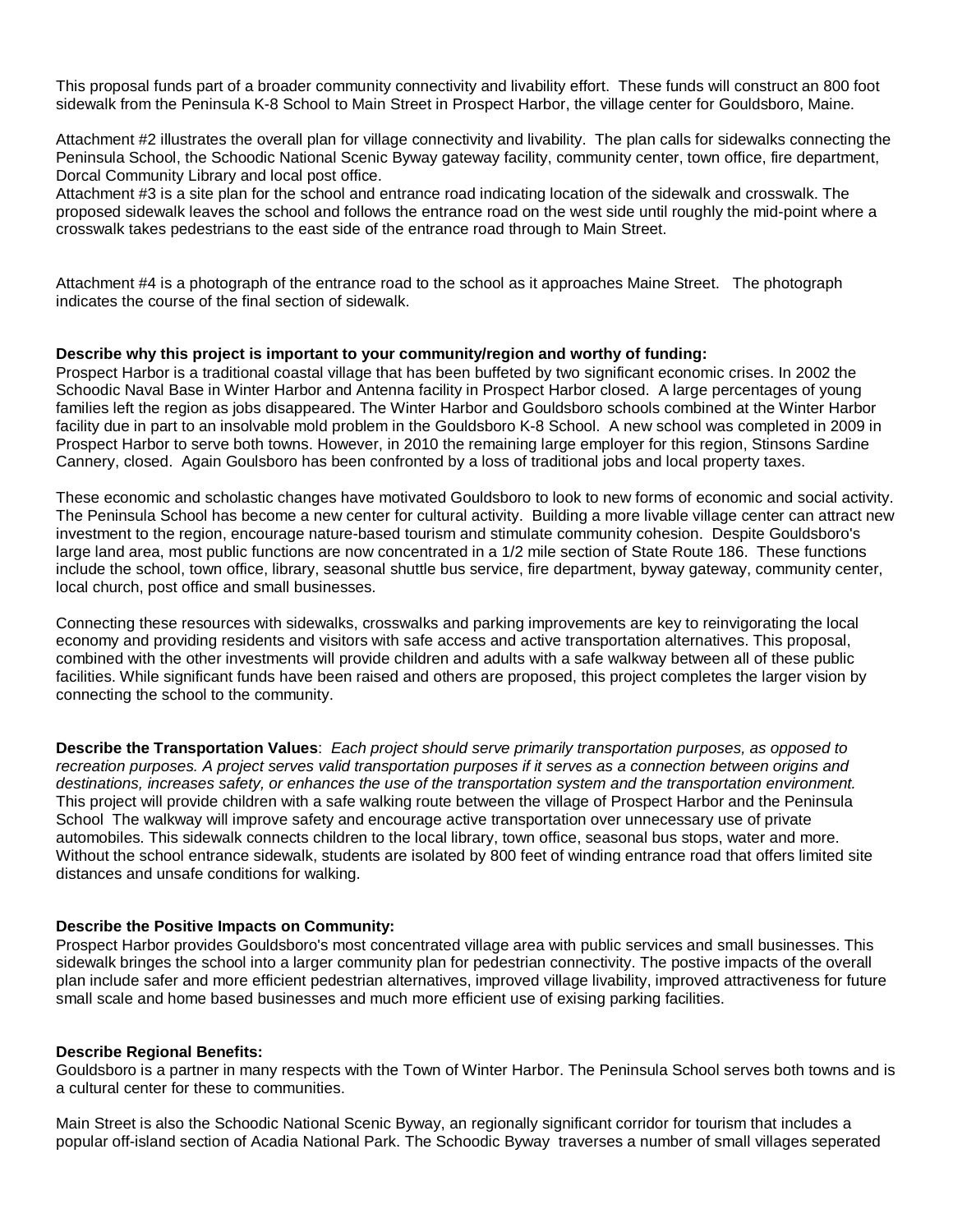This proposal funds part of a broader community connectivity and livability effort. These funds will construct an 800 foot sidewalk from the Peninsula K-8 School to Main Street in Prospect Harbor, the village center for Gouldsboro, Maine.

Attachment #2 illustrates the overall plan for village connectivity and livability. The plan calls for sidewalks connecting the Peninsula School, the Schoodic National Scenic Byway gateway facility, community center, town office, fire department, Dorcal Community Library and local post office.
Attachment #3 is a site plan for the school and entrance road indicating location of the sidewalk and crosswalk. The proposed sidewalk leaves the school and follows the entrance road on the west side until roughly the mid-point where a crosswalk takes pedestrians to the east side of the entrance road through to Main Street.

Attachment #4 is a photograph of the entrance road to the school as it approaches Maine Street. The photograph indicates the course of the final section of sidewalk.

**Describe why this project is important to your community/region and worthy of funding:**
Prospect Harbor is a traditional coastal village that has been buffeted by two significant economic crises. In 2002 the Schoodic Naval Base in Winter Harbor and Antenna facility in Prospect Harbor closed. A large percentages of young families left the region as jobs disappeared. The Winter Harbor and Gouldsboro schools combined at the Winter Harbor facility due in part to an insolvable mold problem in the Gouldsboro K-8 School. A new school was completed in 2009 in Prospect Harbor to serve both towns. However, in 2010 the remaining large employer for this region, Stinsons Sardine Cannery, closed. Again Goulsboro has been confronted by a loss of traditional jobs and local property taxes.

These economic and scholastic changes have motivated Gouldsboro to look to new forms of economic and social activity. The Peninsula School has become a new center for cultural activity. Building a more livable village center can attract new investment to the region, encourage nature-based tourism and stimulate community cohesion. Despite Gouldsboro's large land area, most public functions are now concentrated in a 1/2 mile section of State Route 186. These functions include the school, town office, library, seasonal shuttle bus service, fire department, byway gateway, community center, local church, post office and small businesses.

Connecting these resources with sidewalks, crosswalks and parking improvements are key to reinvigorating the local economy and providing residents and visitors with safe access and active transportation alternatives. This proposal, combined with the other investments will provide children and adults with a safe walkway between all of these public facilities. While significant funds have been raised and others are proposed, this project completes the larger vision by connecting the school to the community.

**Describe the Transportation Values**: *Each project should serve primarily transportation purposes, as opposed to recreation purposes. A project serves valid transportation purposes if it serves as a connection between origins and destinations, increases safety, or enhances the use of the transportation system and the transportation environment.*
This project will provide children with a safe walking route between the village of Prospect Harbor and the Peninsula School The walkway will improve safety and encourage active transportation over unnecessary use of private automobiles. This sidewalk connects children to the local library, town office, seasonal bus stops, water and more. Without the school entrance sidewalk, students are isolated by 800 feet of winding entrance road that offers limited site distances and unsafe conditions for walking.

**Describe the Positive Impacts on Community:**
Prospect Harbor provides Gouldsboro's most concentrated village area with public services and small businesses. This sidewalk bringes the school into a larger community plan for pedestrian connectivity. The postive impacts of the overall plan include safer and more efficient pedestrian alternatives, improved village livability, improved attractiveness for future small scale and home based businesses and much more efficient use of exising parking facilities.

**Describe Regional Benefits:**
Gouldsboro is a partner in many respects with the Town of Winter Harbor. The Peninsula School serves both towns and is a cultural center for these to communities.

Main Street is also the Schoodic National Scenic Byway, an regionally significant corridor for tourism that includes a popular off-island section of Acadia National Park. The Schoodic Byway traverses a number of small villages seperated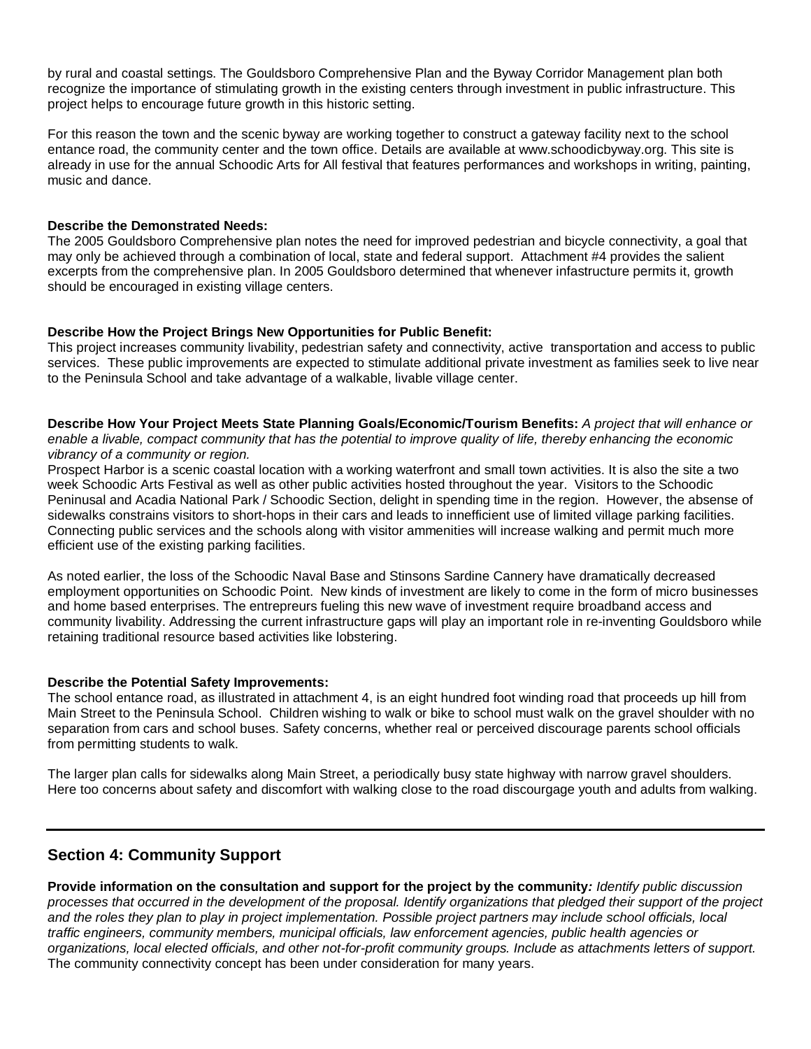by rural and coastal settings. The Gouldsboro Comprehensive Plan and the Byway Corridor Management plan both recognize the importance of stimulating growth in the existing centers through investment in public infrastructure. This project helps to encourage future growth in this historic setting.

For this reason the town and the scenic byway are working together to construct a gateway facility next to the school entance road, the community center and the town office. Details are available at www.schoodicbyway.org. This site is already in use for the annual Schoodic Arts for All festival that features performances and workshops in writing, painting, music and dance.

**Describe the Demonstrated Needs:**
The 2005 Gouldsboro Comprehensive plan notes the need for improved pedestrian and bicycle connectivity, a goal that may only be achieved through a combination of local, state and federal support. Attachment #4 provides the salient excerpts from the comprehensive plan. In 2005 Gouldsboro determined that whenever infastructure permits it, growth should be encouraged in existing village centers.

**Describe How the Project Brings New Opportunities for Public Benefit:**
This project increases community livability, pedestrian safety and connectivity, active transportation and access to public services. These public improvements are expected to stimulate additional private investment as families seek to live near to the Peninsula School and take advantage of a walkable, livable village center.

**Describe How Your Project Meets State Planning Goals/Economic/Tourism Benefits:** *A project that will enhance or enable a livable, compact community that has the potential to improve quality of life, thereby enhancing the economic vibrancy of a community or region.*
Prospect Harbor is a scenic coastal location with a working waterfront and small town activities. It is also the site a two week Schoodic Arts Festival as well as other public activities hosted throughout the year. Visitors to the Schoodic Peninusal and Acadia National Park / Schoodic Section, delight in spending time in the region. However, the absense of sidewalks constrains visitors to short-hops in their cars and leads to innefficient use of limited village parking facilities. Connecting public services and the schools along with visitor ammenities will increase walking and permit much more efficient use of the existing parking facilities.

As noted earlier, the loss of the Schoodic Naval Base and Stinsons Sardine Cannery have dramatically decreased employment opportunities on Schoodic Point. New kinds of investment are likely to come in the form of micro businesses and home based enterprises. The entrepreurs fueling this new wave of investment require broadband access and community livability. Addressing the current infrastructure gaps will play an important role in re-inventing Gouldsboro while retaining traditional resource based activities like lobstering.

**Describe the Potential Safety Improvements:**
The school entance road, as illustrated in attachment 4, is an eight hundred foot winding road that proceeds up hill from Main Street to the Peninsula School. Children wishing to walk or bike to school must walk on the gravel shoulder with no separation from cars and school buses. Safety concerns, whether real or perceived discourage parents school officials from permitting students to walk.

The larger plan calls for sidewalks along Main Street, a periodically busy state highway with narrow gravel shoulders. Here too concerns about safety and discomfort with walking close to the road discourgage youth and adults from walking.

---

## Section 4: Community Support

**Provide information on the consultation and support for the project by the community***: Identify public discussion processes that occurred in the development of the proposal. Identify organizations that pledged their support of the project and the roles they plan to play in project implementation. Possible project partners may include school officials, local traffic engineers, community members, municipal officials, law enforcement agencies, public health agencies or organizations, local elected officials, and other not-for-profit community groups. Include as attachments letters of support.*
The community connectivity concept has been under consideration for many years.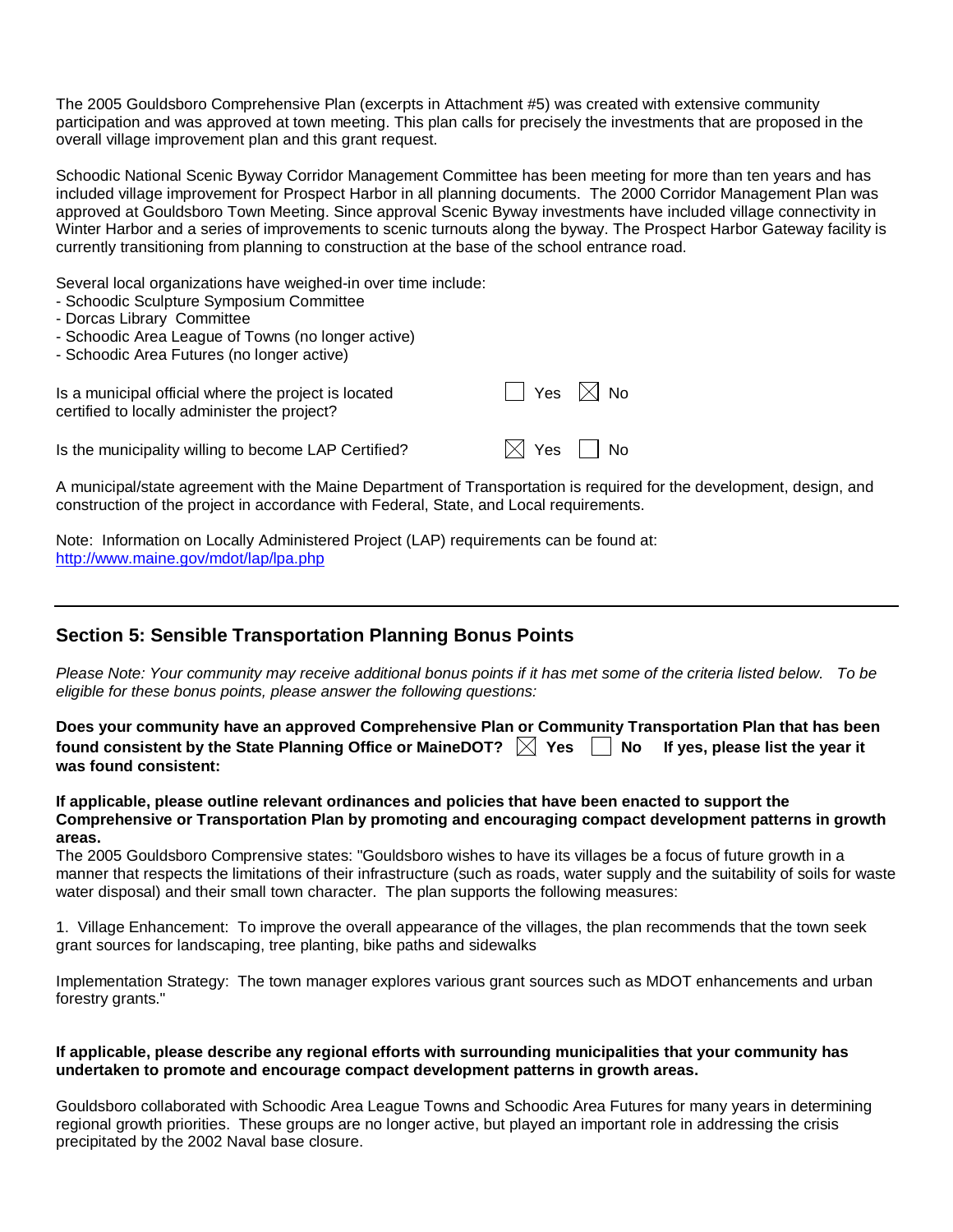The 2005 Gouldsboro Comprehensive Plan (excerpts in Attachment #5) was created with extensive community participation and was approved at town meeting. This plan calls for precisely the investments that are proposed in the overall village improvement plan and this grant request.

Schoodic National Scenic Byway Corridor Management Committee has been meeting for more than ten years and has included village improvement for Prospect Harbor in all planning documents. The 2000 Corridor Management Plan was approved at Gouldsboro Town Meeting. Since approval Scenic Byway investments have included village connectivity in Winter Harbor and a series of improvements to scenic turnouts along the byway. The Prospect Harbor Gateway facility is currently transitioning from planning to construction at the base of the school entrance road.

Several local organizations have weighed-in over time include:
- Schoodic Sculpture Symposium Committee
- Dorcas Library Committee
- Schoodic Area League of Towns (no longer active)
- Schoodic Area Futures (no longer active)

Is a municipal official where the project is located certified to locally administer the project? ☐ Yes ☒ No

Is the municipality willing to become LAP Certified? ☒ Yes ☐ No

A municipal/state agreement with the Maine Department of Transportation is required for the development, design, and construction of the project in accordance with Federal, State, and Local requirements.

Note: Information on Locally Administered Project (LAP) requirements can be found at: http://www.maine.gov/mdot/lap/lpa.php

---

## Section 5: Sensible Transportation Planning Bonus Points

*Please Note: Your community may receive additional bonus points if it has met some of the criteria listed below. To be eligible for these bonus points, please answer the following questions:*

**Does your community have an approved Comprehensive Plan or Community Transportation Plan that has been found consistent by the State Planning Office or MaineDOT?** ☒ **Yes** ☐ **No** **If yes, please list the year it was found consistent:**

**If applicable, please outline relevant ordinances and policies that have been enacted to support the Comprehensive or Transportation Plan by promoting and encouraging compact development patterns in growth areas.**

The 2005 Gouldsboro Comprensive states: "Gouldsboro wishes to have its villages be a focus of future growth in a manner that respects the limitations of their infrastructure (such as roads, water supply and the suitability of soils for waste water disposal) and their small town character. The plan supports the following measures:

1. Village Enhancement: To improve the overall appearance of the villages, the plan recommends that the town seek grant sources for landscaping, tree planting, bike paths and sidewalks

Implementation Strategy: The town manager explores various grant sources such as MDOT enhancements and urban forestry grants."

**If applicable, please describe any regional efforts with surrounding municipalities that your community has undertaken to promote and encourage compact development patterns in growth areas.**

Gouldsboro collaborated with Schoodic Area League Towns and Schoodic Area Futures for many years in determining regional growth priorities. These groups are no longer active, but played an important role in addressing the crisis precipitated by the 2002 Naval base closure.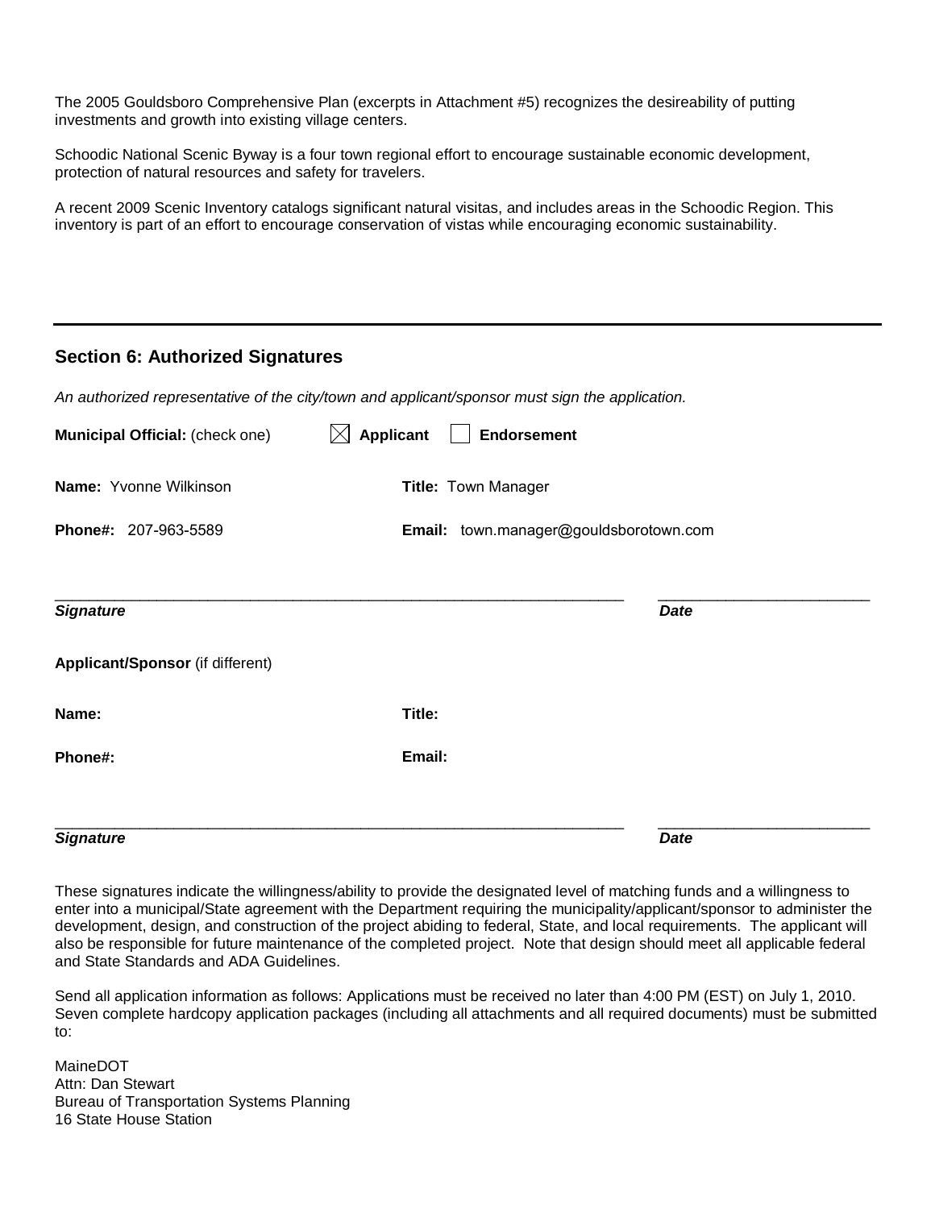The 2005 Gouldsboro Comprehensive Plan (excerpts in Attachment #5) recognizes the desireability of putting investments and growth into existing village centers.

Schoodic National Scenic Byway is a four town regional effort to encourage sustainable economic development, protection of natural resources and safety for travelers.

A recent 2009 Scenic Inventory catalogs significant natural visitas, and includes areas in the Schoodic Region. This inventory is part of an effort to encourage conservation of vistas while encouraging economic sustainability.

---

## Section 6: Authorized Signatures

*An authorized representative of the city/town and applicant/sponsor must sign the application.*

**Municipal Official:** (check one) ☒ **Applicant** ☐ **Endorsement**

**Name:** Yvonne Wilkinson **Title:** Town Manager

**Phone#:** 207-963-5589 **Email:** town.manager@gouldsborotown.com

\_\_\_\_\_\_\_\_\_\_\_\_\_\_\_\_\_\_\_\_\_\_\_\_\_\_\_\_\_\_\_\_\_\_\_\_\_\_\_\_ \_\_\_\_\_\_\_\_\_\_\_\_\_\_\_\_\_\_\_\_
***Signature*** ***Date***

**Applicant/Sponsor** (if different)

**Name:** **Title:**

**Phone#:** **Email:**

\_\_\_\_\_\_\_\_\_\_\_\_\_\_\_\_\_\_\_\_\_\_\_\_\_\_\_\_\_\_\_\_\_\_\_\_\_\_\_\_ \_\_\_\_\_\_\_\_\_\_\_\_\_\_\_\_\_\_\_\_
***Signature*** ***Date***

These signatures indicate the willingness/ability to provide the designated level of matching funds and a willingness to enter into a municipal/State agreement with the Department requiring the municipality/applicant/sponsor to administer the development, design, and construction of the project abiding to federal, State, and local requirements. The applicant will also be responsible for future maintenance of the completed project. Note that design should meet all applicable federal and State Standards and ADA Guidelines.

Send all application information as follows: Applications must be received no later than 4:00 PM (EST) on July 1, 2010. Seven complete hardcopy application packages (including all attachments and all required documents) must be submitted to:

MaineDOT
Attn: Dan Stewart
Bureau of Transportation Systems Planning
16 State House Station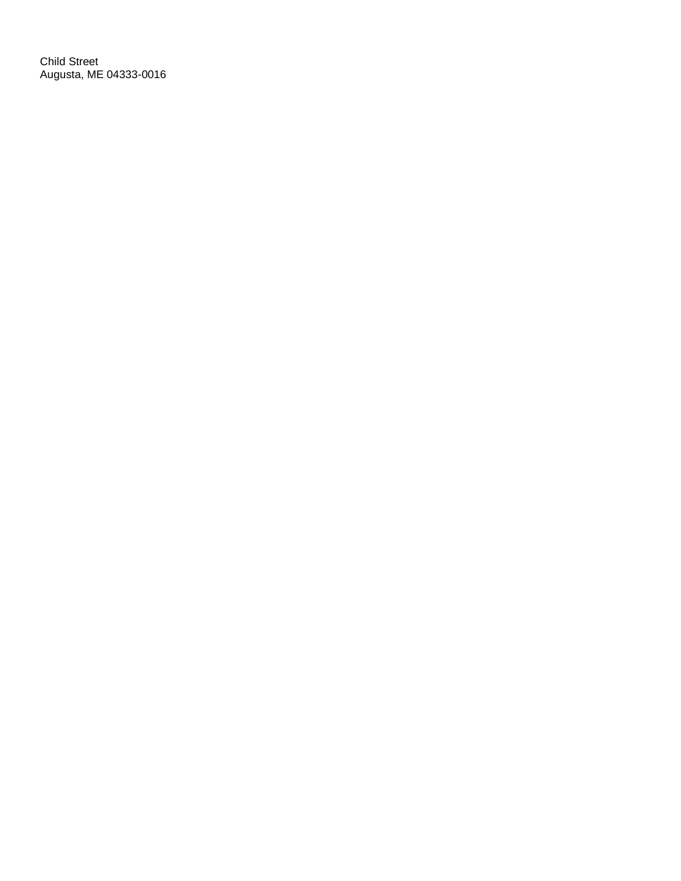Child Street
Augusta, ME 04333-0016